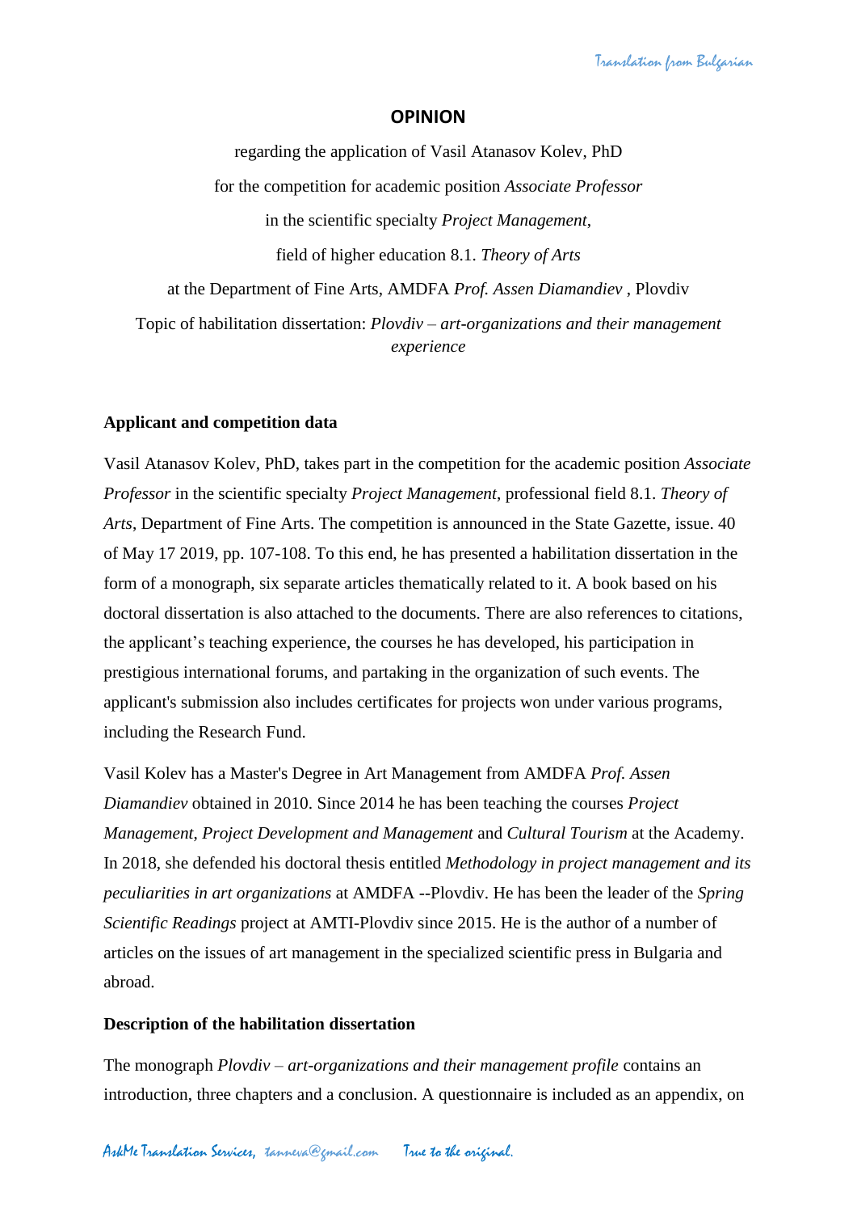# OPINION

regarding the application of Vasil Atanasov Kolev, PhD

for the competition for academic position *Associate Professor*

in the scientific specialty *Project Management*,

field of higher education 8.1. *Theory of Arts*

at the Department of Fine Arts, AMDFA *Prof. Assen Diamandiev* , Plovdiv

Topic of habilitation dissertation: *Plovdiv – art-organizations and their management experience*

## Applicant and competition data

Vasil Atanasov Kolev, PhD, takes part in the competition for the academic position *Associate Professor* in the scientific specialty *Project Management*, professional field 8.1. *Theory of Arts*, Department of Fine Arts. The competition is announced in the State Gazette, issue. 40 of May 17 2019, pp. 107-108. To this end, he has presented a habilitation dissertation in the form of a monograph, six separate articles thematically related to it. A book based on his doctoral dissertation is also attached to the documents. There are also references to citations, the applicant's teaching experience, the courses he has developed, his participation in prestigious international forums, and partaking in the organization of such events. The applicant's submission also includes certificates for projects won under various programs, including the Research Fund.

Vasil Kolev has a Master's Degree in Art Management from AMDFA *Prof. Assen Diamandiev* obtained in 2010. Since 2014 he has been teaching the courses *Project Management*, *Project Development and Management* and *Cultural Tourism* at the Academy. In 2018, she defended his doctoral thesis entitled *Methodology in project management and its peculiarities in art organizations* at AMDFA --Plovdiv. He has been the leader of the *Spring Scientific Readings* project at AMTI-Plovdiv since 2015. He is the author of a number of articles on the issues of art management in the specialized scientific press in Bulgaria and abroad.

## Description of the habilitation dissertation

The monograph *Plovdiv – art-organizations and their management profile* contains an introduction, three chapters and a conclusion. A questionnaire is included as an appendix, on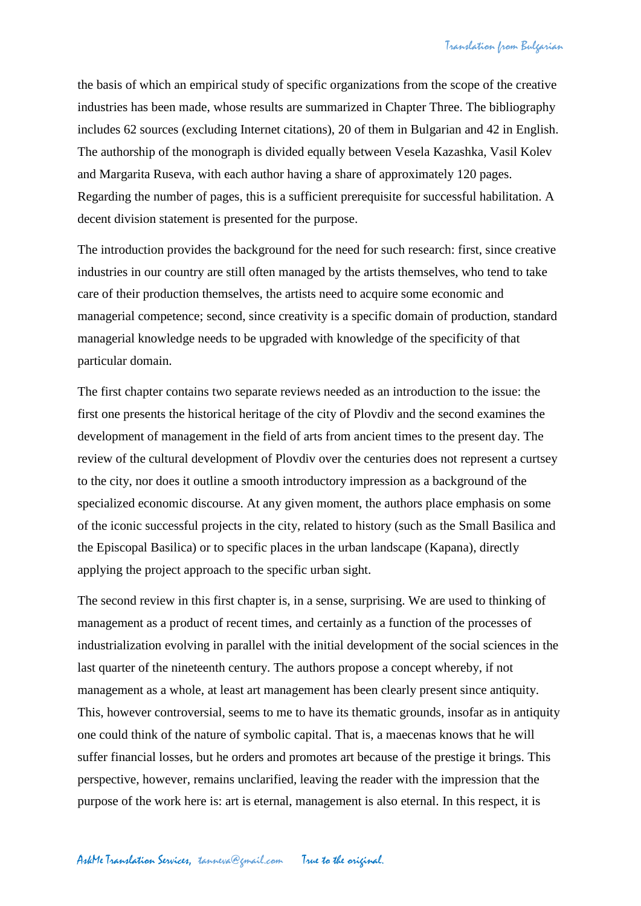the basis of which an empirical study of specific organizations from the scope of the creative industries has been made, whose results are summarized in Chapter Three. The bibliography includes 62 sources (excluding Internet citations), 20 of them in Bulgarian and 42 in English. The authorship of the monograph is divided equally between Vesela Kazashka, Vasil Kolev and Margarita Ruseva, with each author having a share of approximately 120 pages. Regarding the number of pages, this is a sufficient prerequisite for successful habilitation. A decent division statement is presented for the purpose.

The introduction provides the background for the need for such research: first, since creative industries in our country are still often managed by the artists themselves, who tend to take care of their production themselves, the artists need to acquire some economic and managerial competence; second, since creativity is a specific domain of production, standard managerial knowledge needs to be upgraded with knowledge of the specificity of that particular domain.

The first chapter contains two separate reviews needed as an introduction to the issue: the first one presents the historical heritage of the city of Plovdiv and the second examines the development of management in the field of arts from ancient times to the present day. The review of the cultural development of Plovdiv over the centuries does not represent a curtsey to the city, nor does it outline a smooth introductory impression as a background of the specialized economic discourse. At any given moment, the authors place emphasis on some of the iconic successful projects in the city, related to history (such as the Small Basilica and the Episcopal Basilica) or to specific places in the urban landscape (Kapana), directly applying the project approach to the specific urban sight.

The second review in this first chapter is, in a sense, surprising. We are used to thinking of management as a product of recent times, and certainly as a function of the processes of industrialization evolving in parallel with the initial development of the social sciences in the last quarter of the nineteenth century. The authors propose a concept whereby, if not management as a whole, at least art management has been clearly present since antiquity. This, however controversial, seems to me to have its thematic grounds, insofar as in antiquity one could think of the nature of symbolic capital. That is, a maecenas knows that he will suffer financial losses, but he orders and promotes art because of the prestige it brings. This perspective, however, remains unclarified, leaving the reader with the impression that the purpose of the work here is: art is eternal, management is also eternal. In this respect, it is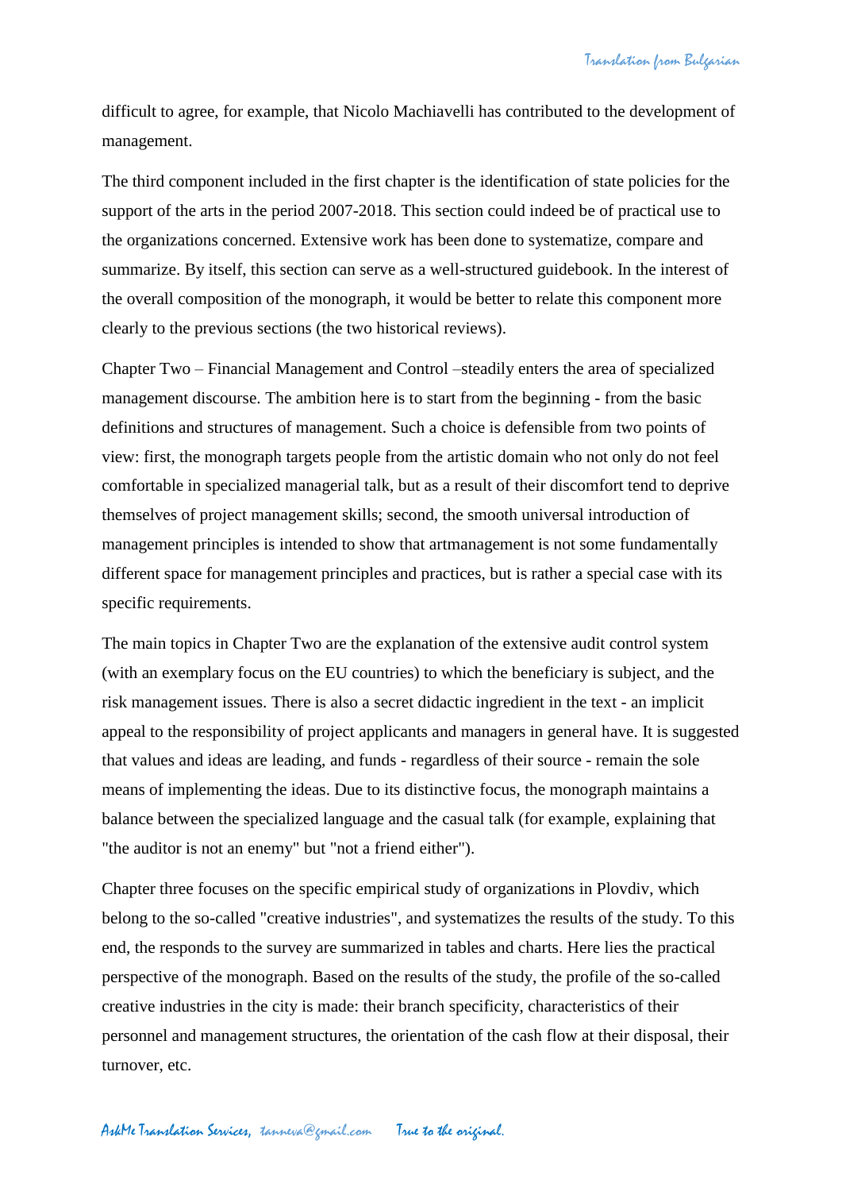difficult to agree, for example, that Nicolo Machiavelli has contributed to the development of management.

The third component included in the first chapter is the identification of state policies for the support of the arts in the period 2007-2018. This section could indeed be of practical use to the organizations concerned. Extensive work has been done to systematize, compare and summarize. By itself, this section can serve as a well-structured guidebook. In the interest of the overall composition of the monograph, it would be better to relate this component more clearly to the previous sections (the two historical reviews).

Chapter Two – Financial Management and Control –steadily enters the area of specialized management discourse. The ambition here is to start from the beginning - from the basic definitions and structures of management. Such a choice is defensible from two points of view: first, the monograph targets people from the artistic domain who not only do not feel comfortable in specialized managerial talk, but as a result of their discomfort tend to deprive themselves of project management skills; second, the smooth universal introduction of management principles is intended to show that artmanagement is not some fundamentally different space for management principles and practices, but is rather a special case with its specific requirements.

The main topics in Chapter Two are the explanation of the extensive audit control system (with an exemplary focus on the EU countries) to which the beneficiary is subject, and the risk management issues. There is also a secret didactic ingredient in the text - an implicit appeal to the responsibility of project applicants and managers in general have. It is suggested that values and ideas are leading, and funds - regardless of their source - remain the sole means of implementing the ideas. Due to its distinctive focus, the monograph maintains a balance between the specialized language and the casual talk (for example, explaining that "the auditor is not an enemy" but "not a friend either").

Chapter three focuses on the specific empirical study of organizations in Plovdiv, which belong to the so-called "creative industries", and systematizes the results of the study. To this end, the responds to the survey are summarized in tables and charts. Here lies the practical perspective of the monograph. Based on the results of the study, the profile of the so-called creative industries in the city is made: their branch specificity, characteristics of their personnel and management structures, the orientation of the cash flow at their disposal, their turnover, etc.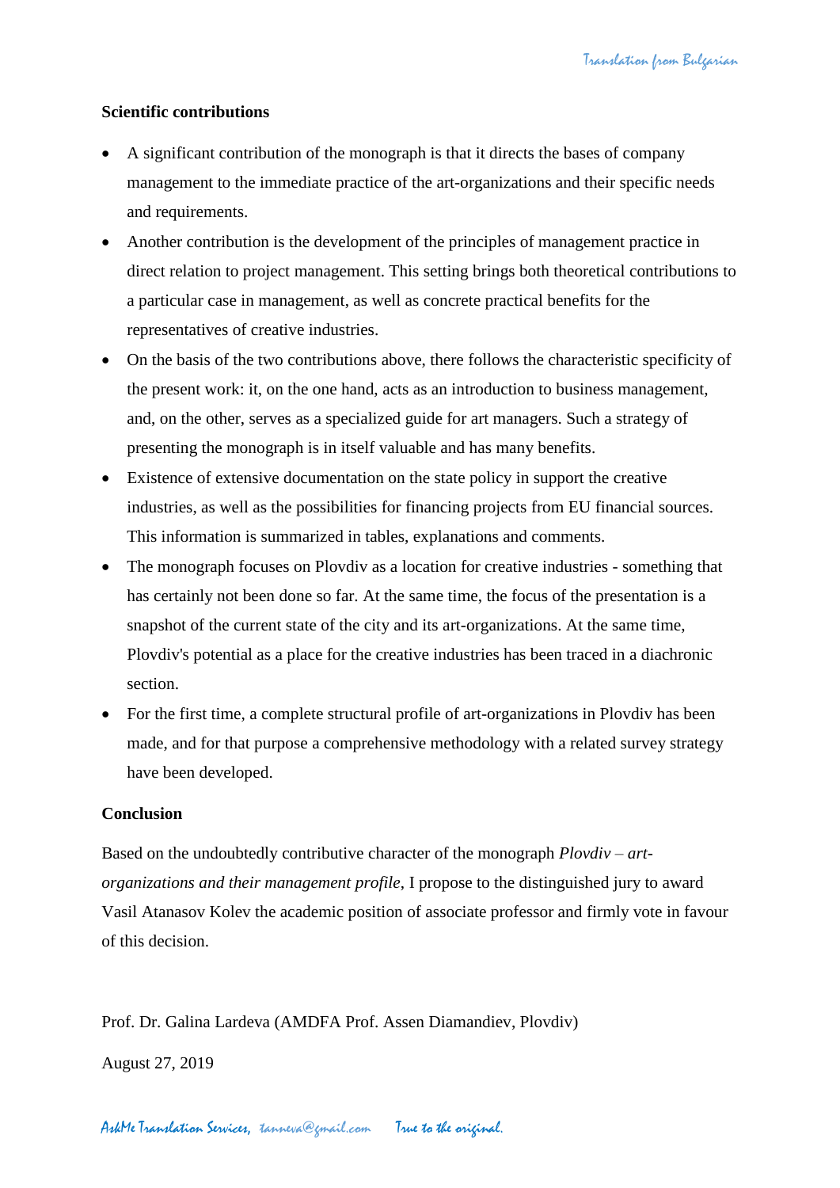**Scientific contributions**

- A significant contribution of the monograph is that it directs the bases of company management to the immediate practice of the art-organizations and their specific needs and requirements.
- Another contribution is the development of the principles of management practice in direct relation to project management. This setting brings both theoretical contributions to a particular case in management, as well as concrete practical benefits for the representatives of creative industries.
- On the basis of the two contributions above, there follows the characteristic specificity of the present work: it, on the one hand, acts as an introduction to business management, and, on the other, serves as a specialized guide for art managers. Such a strategy of presenting the monograph is in itself valuable and has many benefits.
- Existence of extensive documentation on the state policy in support the creative industries, as well as the possibilities for financing projects from EU financial sources. This information is summarized in tables, explanations and comments.
- The monograph focuses on Plovdiv as a location for creative industries - something that has certainly not been done so far. At the same time, the focus of the presentation is a snapshot of the current state of the city and its art-organizations. At the same time, Plovdiv's potential as a place for the creative industries has been traced in a diachronic section.
- For the first time, a complete structural profile of art-organizations in Plovdiv has been made, and for that purpose a comprehensive methodology with a related survey strategy have been developed.

**Conclusion**

Based on the undoubtedly contributive character of the monograph *Plovdiv – art-organizations and their management profile*, I propose to the distinguished jury to award Vasil Atanasov Kolev the academic position of associate professor and firmly vote in favour of this decision.

Prof. Dr. Galina Lardeva (AMDFA Prof. Assen Diamandiev, Plovdiv)

August 27, 2019